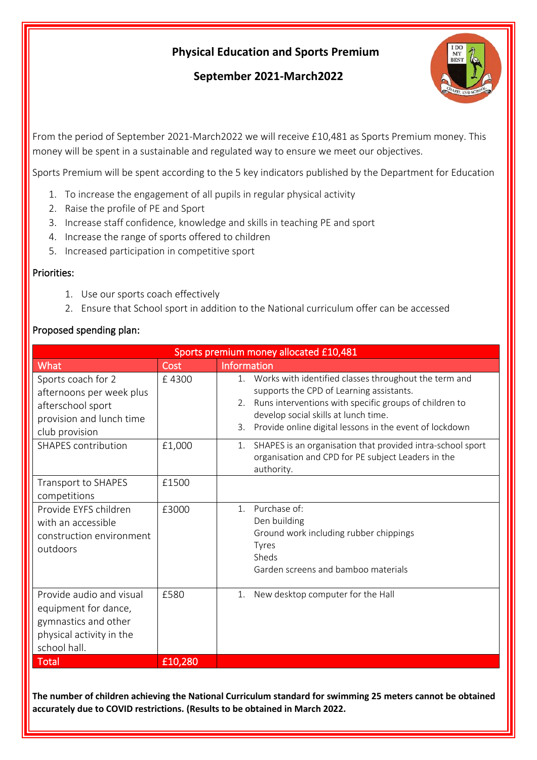# Physical Education and Sports Premium

## September 2021-March2022

From the period of September 2021-March2022 we will receive £10,481 as Sports Premium money. This money will be spent in a sustainable and regulated way to ensure we meet our objectives.

Sports Premium will be spent according to the 5 key indicators published by the Department for Education

1. To increase the engagement of all pupils in regular physical activity
2. Raise the profile of PE and Sport
3. Increase staff confidence, knowledge and skills in teaching PE and sport
4. Increase the range of sports offered to children
5. Increased participation in competitive sport

### Priorities:

1. Use our sports coach effectively
2. Ensure that School sport in addition to the National curriculum offer can be accessed

### Proposed spending plan:

| Sports premium money allocated £10,481 | | |
|---|---|---|
| **What** | **Cost** | **Information** |
| Sports coach for 2 afternoons per week plus afterschool sport provision and lunch time club provision | £ 4300 | 1. Works with identified classes throughout the term and supports the CPD of Learning assistants.<br>2. Runs interventions with specific groups of children to develop social skills at lunch time.<br>3. Provide online digital lessons in the event of lockdown |
| SHAPES contribution | £1,000 | 1. SHAPES is an organisation that provided intra-school sport organisation and CPD for PE subject Leaders in the authority. |
| Transport to SHAPES competitions | £1500 | |
| Provide EYFS children with an accessible construction environment outdoors | £3000 | 1. Purchase of:<br>Den building<br>Ground work including rubber chippings<br>Tyres<br>Sheds<br>Garden screens and bamboo materials |
| Provide audio and visual equipment for dance, gymnastics and other physical activity in the school hall. | £580 | 1. New desktop computer for the Hall |
| **Total** | **£10,280** | |

**The number of children achieving the National Curriculum standard for swimming 25 meters cannot be obtained accurately due to COVID restrictions. (Results to be obtained in March 2022.**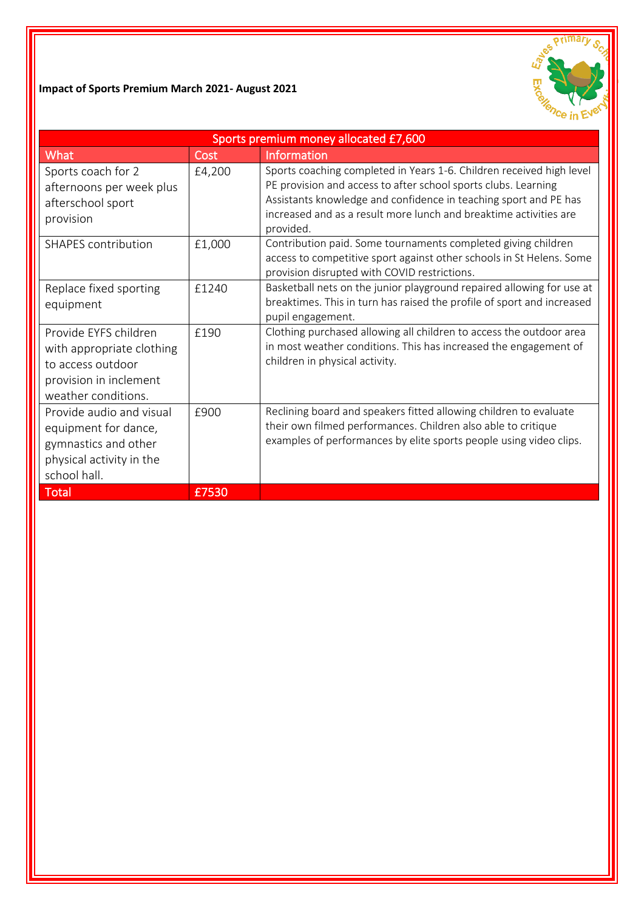**Impact of Sports Premium March 2021- August 2021**

| Sports premium money allocated £7,600 | | |
|---|---|---|
| What | Cost | Information |
| Sports coach for 2 afternoons per week plus afterschool sport provision | £4,200 | Sports coaching completed in Years 1-6. Children received high level PE provision and access to after school sports clubs. Learning Assistants knowledge and confidence in teaching sport and PE has increased and as a result more lunch and breaktime activities are provided. |
| SHAPES contribution | £1,000 | Contribution paid. Some tournaments completed giving children access to competitive sport against other schools in St Helens. Some provision disrupted with COVID restrictions. |
| Replace fixed sporting equipment | £1240 | Basketball nets on the junior playground repaired allowing for use at breaktimes. This in turn has raised the profile of sport and increased pupil engagement. |
| Provide EYFS children with appropriate clothing to access outdoor provision in inclement weather conditions. | £190 | Clothing purchased allowing all children to access the outdoor area in most weather conditions. This has increased the engagement of children in physical activity. |
| Provide audio and visual equipment for dance, gymnastics and other physical activity in the school hall. | £900 | Reclining board and speakers fitted allowing children to evaluate their own filmed performances. Children also able to critique examples of performances by elite sports people using video clips. |
| Total | £7530 | |